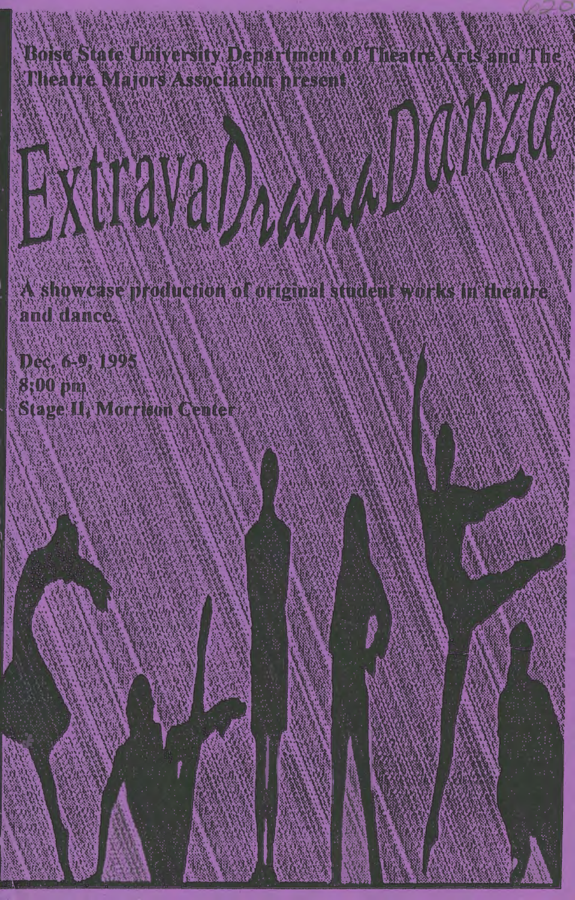Boise State University Department of Theatre Arts and The Theatre Majors Association present

# ExtravaDramaDanza

A showcase production of original student works in theatre and dance.

Dec. 6-9, 1995
8:00 pm
Stage II, Morrison Center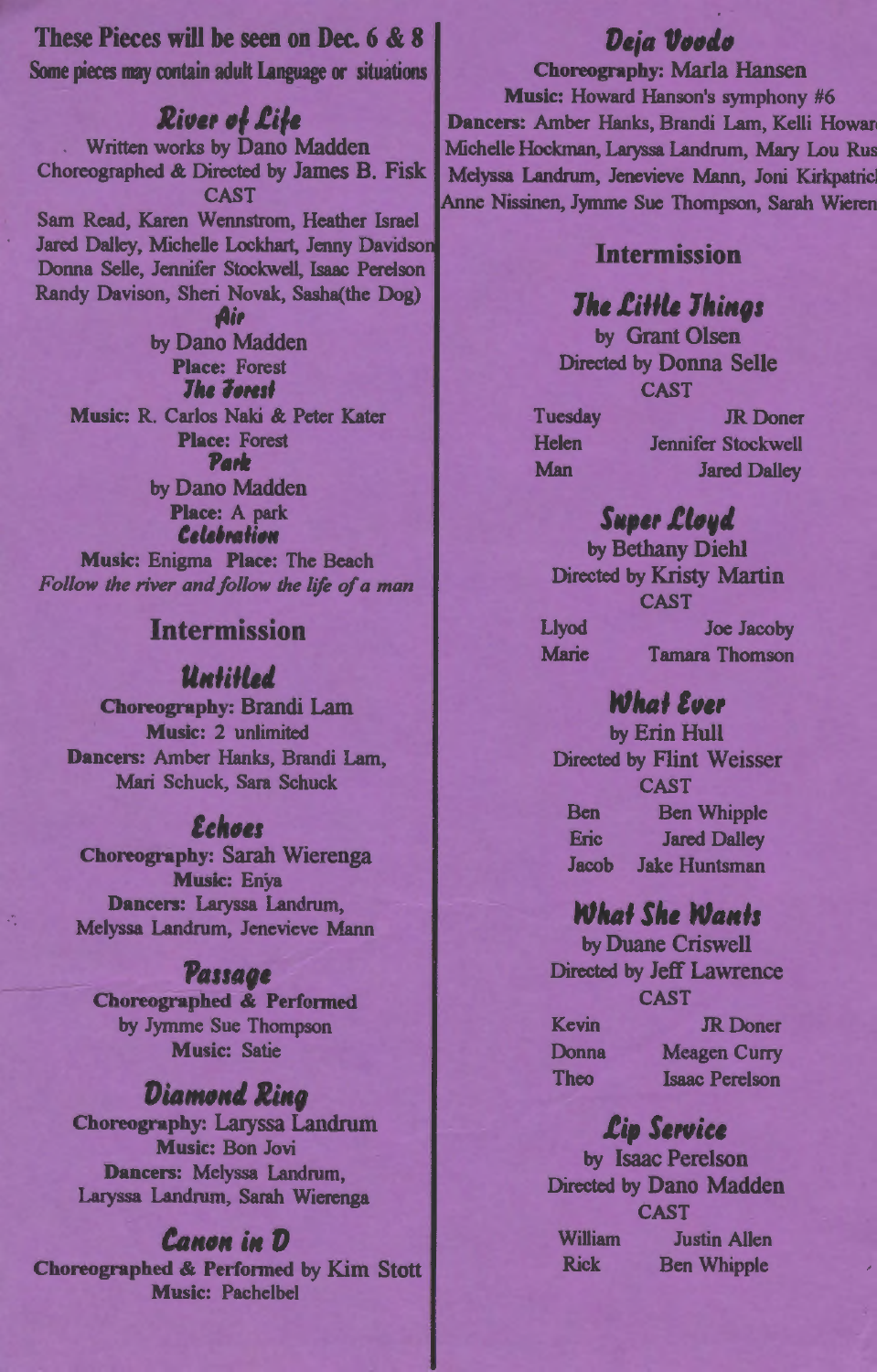**These Pieces will be seen on Dec. 6 & 8**
**Some pieces may contain adult Language or situations**

## River of Life

Written works by Dano Madden
Choreographed & Directed by James B. Fisk

CAST

Sam Read, Karen Wennstrom, Heather Israel
Jared Dalley, Michelle Lockhart, Jenny Davidson
Donna Selle, Jennifer Stockwell, Isaac Perelson
Randy Davison, Sheri Novak, Sasha(the Dog)

### Air

by Dano Madden
**Place:** Forest

### The Forest

**Music:** R. Carlos Naki & Peter Kater
**Place:** Forest

### Park

by Dano Madden
**Place:** A park

### Celebration

**Music:** Enigma **Place:** The Beach

*Follow the river and follow the life of a man*

## Intermission

### Untitled

**Choreography:** Brandi Lam
**Music:** 2 unlimited
**Dancers:** Amber Hanks, Brandi Lam, Mari Schuck, Sara Schuck

### Echoes

**Choreography:** Sarah Wierenga
**Music:** Enya
**Dancers:** Laryssa Landrum, Melyssa Landrum, Jenevieve Mann

### Passage

**Choreographed & Performed** by Jymme Sue Thompson
**Music:** Satie

### Diamond Ring

**Choreography:** Laryssa Landrum
**Music:** Bon Jovi
**Dancers:** Melyssa Landrum, Laryssa Landrum, Sarah Wierenga

### Canon in D

**Choreographed & Performed** by Kim Stott
**Music:** Pachelbel

### Deja Voodo

**Choreography:** Marla Hansen
**Music:** Howard Hanson's symphony #6
**Dancers:** Amber Hanks, Brandi Lam, Kelli Howard, Michelle Hockman, Laryssa Landrum, Mary Lou Rus, Melyssa Landrum, Jenevieve Mann, Joni Kirkpatrick, Anne Nissinen, Jymme Sue Thompson, Sarah Wieren

## Intermission

### The Little Things

by Grant Olsen
Directed by Donna Selle

CAST

| | |
|---|---|
| Tuesday | JR Doner |
| Helen | Jennifer Stockwell |
| Man | Jared Dalley |

### Super Lloyd

by Bethany Diehl
Directed by Kristy Martin

CAST

| | |
|---|---|
| Llyod | Joe Jacoby |
| Marie | Tamara Thomson |

### What Ever

by Erin Hull
Directed by Flint Weisser

CAST

| | |
|---|---|
| Ben | Ben Whipple |
| Eric | Jared Dalley |
| Jacob | Jake Huntsman |

### What She Wants

by Duane Criswell
Directed by Jeff Lawrence

CAST

| | |
|---|---|
| Kevin | JR Doner |
| Donna | Meagen Curry |
| Theo | Isaac Perelson |

### Lip Service

by Isaac Perelson
Directed by Dano Madden

CAST

| | |
|---|---|
| William | Justin Allen |
| Rick | Ben Whipple |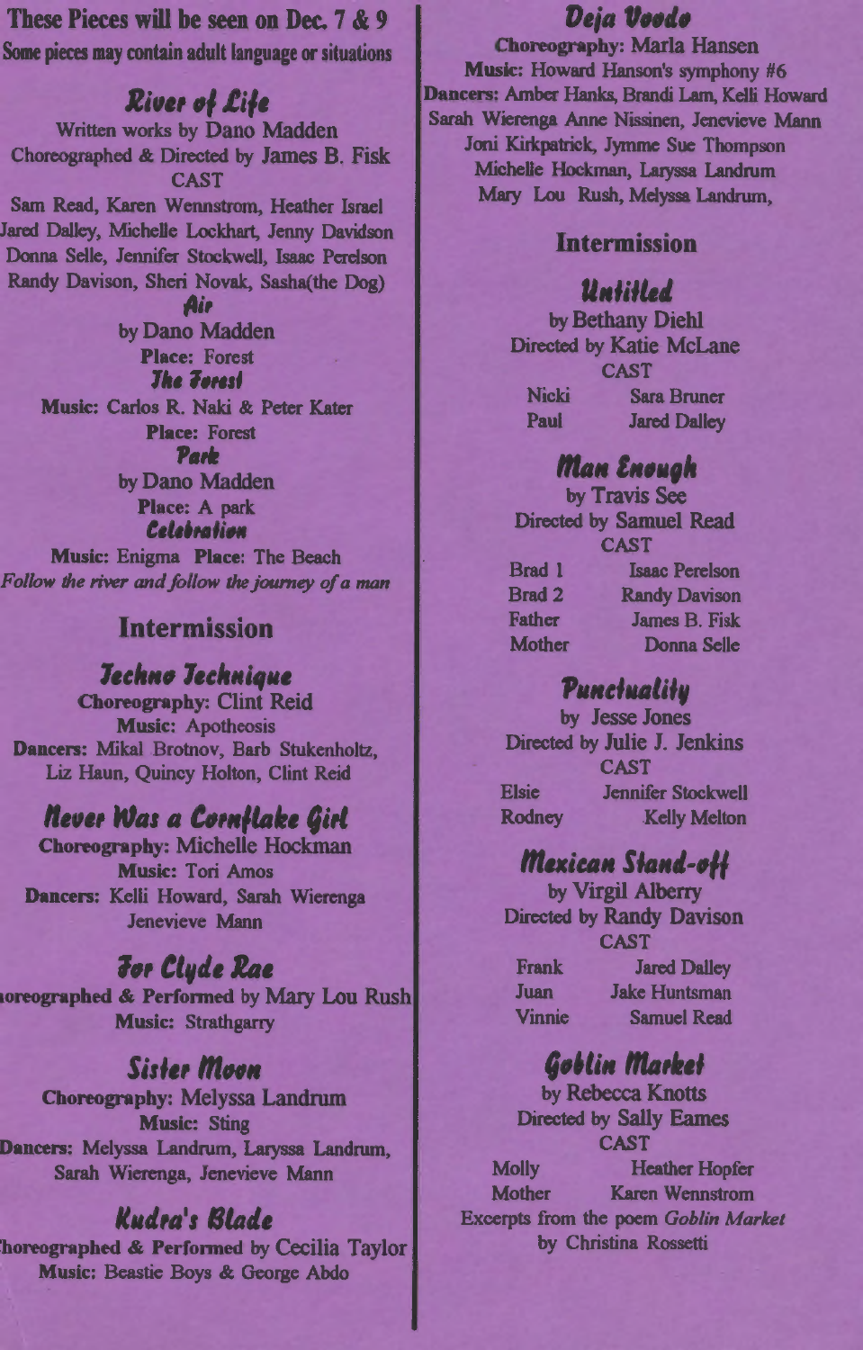**These Pieces will be seen on Dec. 7 & 9**

**Some pieces may contain adult language or situations**

## River of Life

Written works by Dano Madden

Choreographed & Directed by James B. Fisk

CAST

Sam Read, Karen Wennstrom, Heather Israel
Jared Dalley, Michelle Lockhart, Jenny Davidson
Donna Selle, Jennifer Stockwell, Isaac Perelson
Randy Davison, Sheri Novak, Sasha(the Dog)

### Air

by Dano Madden

**Place:** Forest

### The Forest

**Music:** Carlos R. Naki & Peter Kater

**Place:** Forest

### Park

by Dano Madden

**Place:** A park

### Celebration

**Music:** Enigma **Place:** The Beach

*Follow the river and follow the journey of a man*

## Intermission

## Techno Technique

**Choreography:** Clint Reid

**Music:** Apotheosis

**Dancers:** Mikal Brotnov, Barb Stukenholtz, Liz Haun, Quincy Holton, Clint Reid

## Never Was a Cornflake Girl

**Choreography:** Michelle Hockman

**Music:** Tori Amos

**Dancers:** Kelli Howard, Sarah Wierenga Jenevieve Mann

## For Clyde Rae

**Choreographed & Performed** by Mary Lou Rush

**Music:** Strathgarry

## Sister Moon

**Choreography:** Melyssa Landrum

**Music:** Sting

**Dancers:** Melyssa Landrum, Laryssa Landrum, Sarah Wierenga, Jenevieve Mann

## Kudra's Blade

**Choreographed & Performed** by Cecilia Taylor

**Music:** Beastie Boys & George Abdo

## Deja Voodo

**Choreography:** Marla Hansen

**Music:** Howard Hanson's symphony #6

**Dancers:** Amber Hanks, Brandi Lam, Kelli Howard Sarah Wierenga Anne Nissinen, Jenevieve Mann Joni Kirkpatrick, Jymme Sue Thompson Michelle Hockman, Laryssa Landrum Mary Lou Rush, Melyssa Landrum,

## Intermission

## Untitled

by Bethany Diehl

Directed by Katie McLane

CAST

| | |
|---|---|
| Nicki | Sara Bruner |
| Paul | Jared Dalley |

## Man Enough

by Travis See

Directed by Samuel Read

CAST

| | |
|---|---|
| Brad 1 | Isaac Perelson |
| Brad 2 | Randy Davison |
| Father | James B. Fisk |
| Mother | Donna Selle |

## Punctuality

by Jesse Jones

Directed by Julie J. Jenkins

CAST

| | |
|---|---|
| Elsie | Jennifer Stockwell |
| Rodney | Kelly Melton |

## Mexican Stand-off

by Virgil Alberry

Directed by Randy Davison

CAST

| | |
|---|---|
| Frank | Jared Dalley |
| Juan | Jake Huntsman |
| Vinnie | Samuel Read |

## Goblin Market

by Rebecca Knotts

Directed by Sally Eames

CAST

| | |
|---|---|
| Molly | Heather Hopfer |
| Mother | Karen Wennstrom |

Excerpts from the poem *Goblin Market* by Christina Rossetti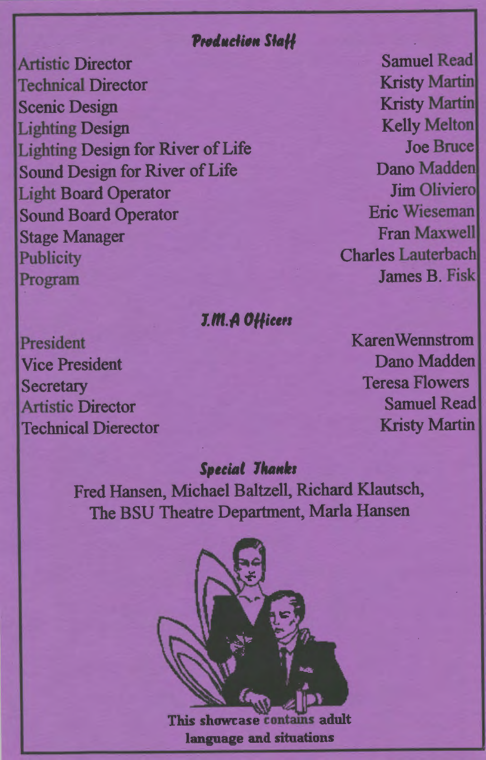## *Production Staff*

| | |
|---|---|
| Artistic Director | Samuel Read |
| Technical Director | Kristy Martin |
| Scenic Design | Kristy Martin |
| Lighting Design | Kelly Melton |
| Lighting Design for River of Life | Joe Bruce |
| Sound Design for River of Life | Dano Madden |
| Light Board Operator | Jim Oliviero |
| Sound Board Operator | Eric Wieseman |
| Stage Manager | Fran Maxwell |
| Publicity | Charles Lauterbach |
| Program | James B. Fisk |

## *T.M.A Officers*

| | |
|---|---|
| President | KarenWennstrom |
| Vice President | Dano Madden |
| Secretary | Teresa Flowers |
| Artistic Director | Samuel Read |
| Technical Dierector | Kristy Martin |

## *Special Thanks*

Fred Hansen, Michael Baltzell, Richard Klautsch, The BSU Theatre Department, Marla Hansen

**This showcase contains adult language and situations**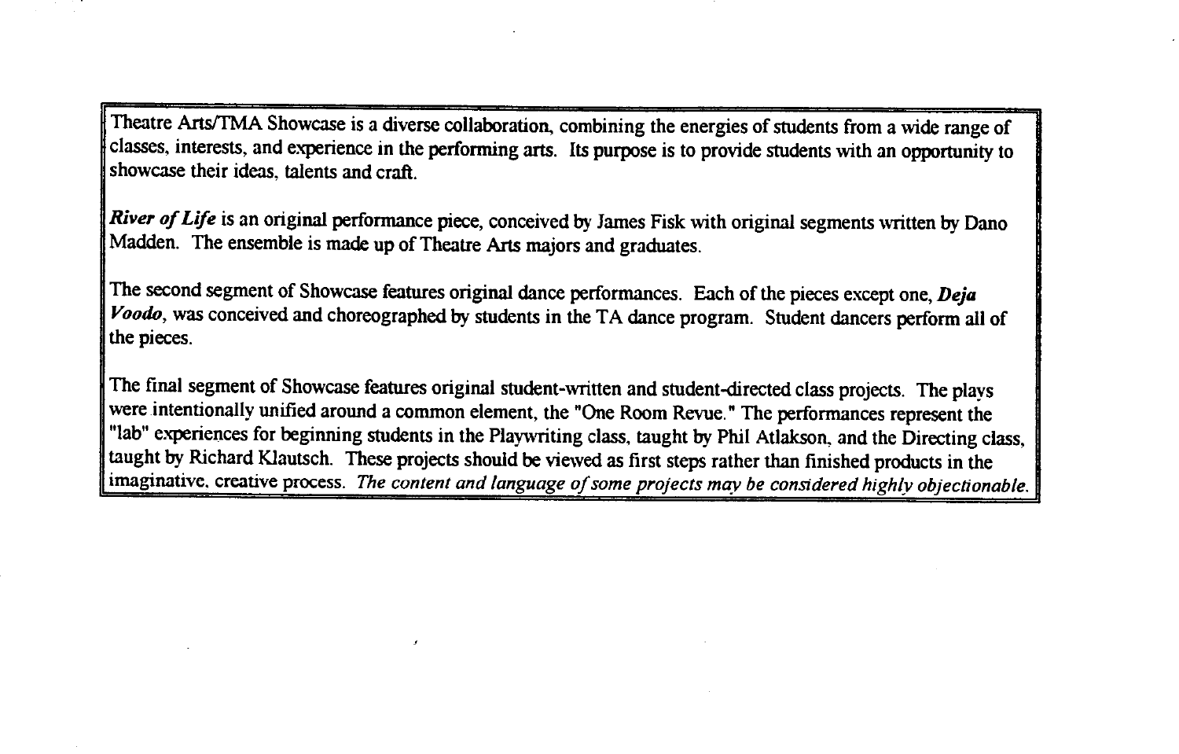Theatre Arts/TMA Showcase is a diverse collaboration, combining the energies of students from a wide range of classes, interests, and experience in the performing arts. Its purpose is to provide students with an opportunity to showcase their ideas, talents and craft.

***River of Life*** is an original performance piece, conceived by James Fisk with original segments written by Dano Madden. The ensemble is made up of Theatre Arts majors and graduates.

The second segment of Showcase features original dance performances. Each of the pieces except one, ***Deja Voodo***, was conceived and choreographed by students in the TA dance program. Student dancers perform all of the pieces.

The final segment of Showcase features original student-written and student-directed class projects. The plays were intentionally unified around a common element, the "One Room Revue." The performances represent the "lab" experiences for beginning students in the Playwriting class, taught by Phil Atlakson, and the Directing class, taught by Richard Klautsch. These projects should be viewed as first steps rather than finished products in the imaginative, creative process. *The content and language of some projects may be considered highly objectionable.*